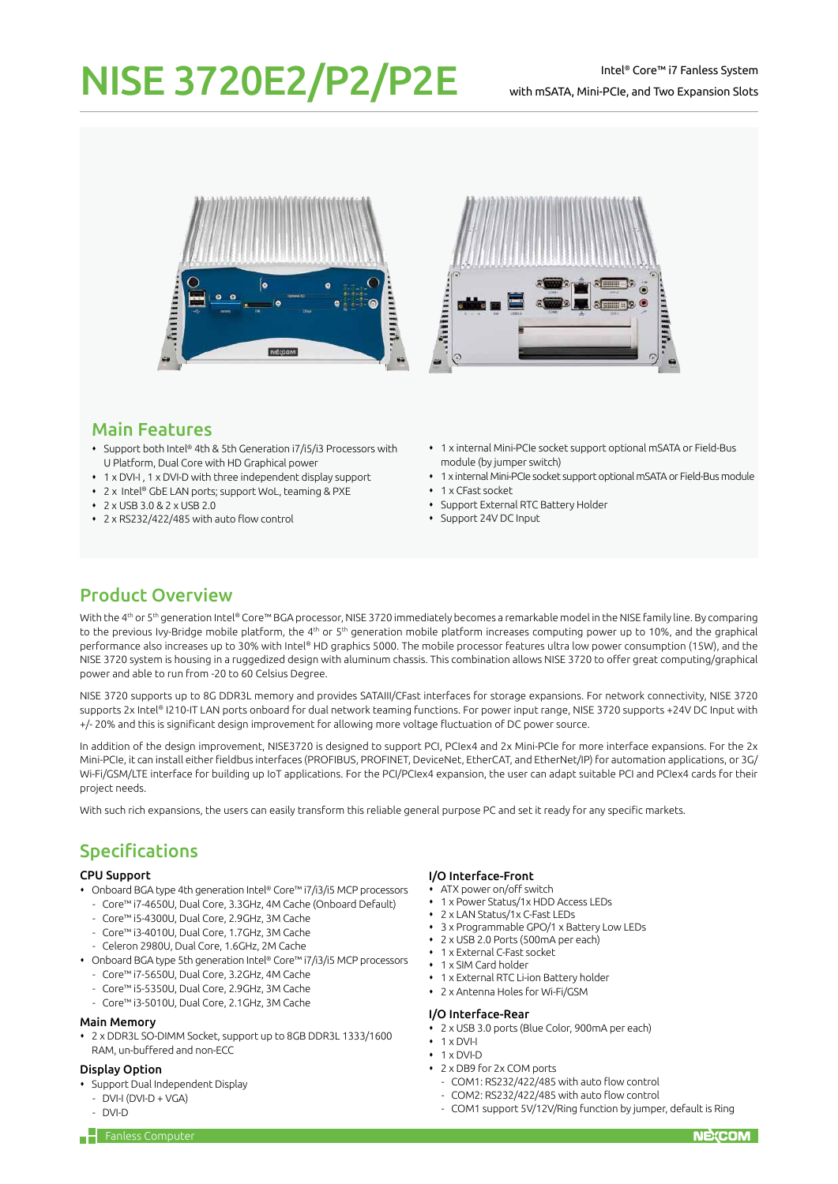# NISE 3720E2/P2/P2E

Intel® Core™ i7 Fanless System
with mSATA, Mini-PCIe, and Two Expansion Slots

## Main Features

- Support both Intel® 4th & 5th Generation i7/i5/i3 Processors with U Platform, Dual Core with HD Graphical power
- 1 x DVI-I , 1 x DVI-D with three independent display support
- 2 x Intel® GbE LAN ports; support WoL, teaming & PXE
- 2 x USB 3.0 & 2 x USB 2.0
- 2 x RS232/422/485 with auto flow control
- 1 x internal Mini-PCIe socket support optional mSATA or Field-Bus module (by jumper switch)
- 1 x internal Mini-PCIe socket support optional mSATA or Field-Bus module
- 1 x CFast socket
- Support External RTC Battery Holder
- Support 24V DC Input

## Product Overview

With the 4th or 5th generation Intel® Core™ BGA processor, NISE 3720 immediately becomes a remarkable model in the NISE family line. By comparing to the previous Ivy-Bridge mobile platform, the 4th or 5th generation mobile platform increases computing power up to 10%, and the graphical performance also increases up to 30% with Intel® HD graphics 5000. The mobile processor features ultra low power consumption (15W), and the NISE 3720 system is housing in a ruggedized design with aluminum chassis. This combination allows NISE 3720 to offer great computing/graphical power and able to run from -20 to 60 Celsius Degree.

NISE 3720 supports up to 8G DDR3L memory and provides SATAIII/CFast interfaces for storage expansions. For network connectivity, NISE 3720 supports 2x Intel® I210-IT LAN ports onboard for dual network teaming functions. For power input range, NISE 3720 supports +24V DC Input with +/- 20% and this is significant design improvement for allowing more voltage fluctuation of DC power source.

In addition of the design improvement, NISE3720 is designed to support PCI, PCIex4 and 2x Mini-PCIe for more interface expansions. For the 2x Mini-PCIe, it can install either fieldbus interfaces (PROFIBUS, PROFINET, DeviceNet, EtherCAT, and EtherNet/IP) for automation applications, or 3G/Wi-Fi/GSM/LTE interface for building up IoT applications. For the PCI/PCIex4 expansion, the user can adapt suitable PCI and PCIex4 cards for their project needs.

With such rich expansions, the users can easily transform this reliable general purpose PC and set it ready for any specific markets.

## Specifications

### CPU Support

- Onboard BGA type 4th generation Intel® Core™ i7/i3/i5 MCP processors
  - Core™ i7-4650U, Dual Core, 3.3GHz, 4M Cache (Onboard Default)
  - Core™ i5-4300U, Dual Core, 2.9GHz, 3M Cache
  - Core™ i3-4010U, Dual Core, 1.7GHz, 3M Cache
  - Celeron 2980U, Dual Core, 1.6GHz, 2M Cache
- Onboard BGA type 5th generation Intel® Core™ i7/i3/i5 MCP processors
  - Core™ i7-5650U, Dual Core, 3.2GHz, 4M Cache
  - Core™ i5-5350U, Dual Core, 2.9GHz, 3M Cache
  - Core™ i3-5010U, Dual Core, 2.1GHz, 3M Cache

### Main Memory

- 2 x DDR3L SO-DIMM Socket, support up to 8GB DDR3L 1333/1600 RAM, un-buffered and non-ECC

### Display Option

- Support Dual Independent Display
  - DVI-I (DVI-D + VGA)
  - DVI-D

### I/O Interface-Front

- ATX power on/off switch
- 1 x Power Status/1x HDD Access LEDs
- 2 x LAN Status/1x C-Fast LEDs
- 3 x Programmable GPO/1 x Battery Low LEDs
- 2 x USB 2.0 Ports (500mA per each)
- 1 x External C-Fast socket
- 1 x SIM Card holder
- 1 x External RTC Li-ion Battery holder
- 2 x Antenna Holes for Wi-Fi/GSM

### I/O Interface-Rear

- 2 x USB 3.0 ports (Blue Color, 900mA per each)
- 1 x DVI-I
- 1 x DVI-D
- 2 x DB9 for 2x COM ports
  - COM1: RS232/422/485 with auto flow control
  - COM2: RS232/422/485 with auto flow control
  - COM1 support 5V/12V/Ring function by jumper, default is Ring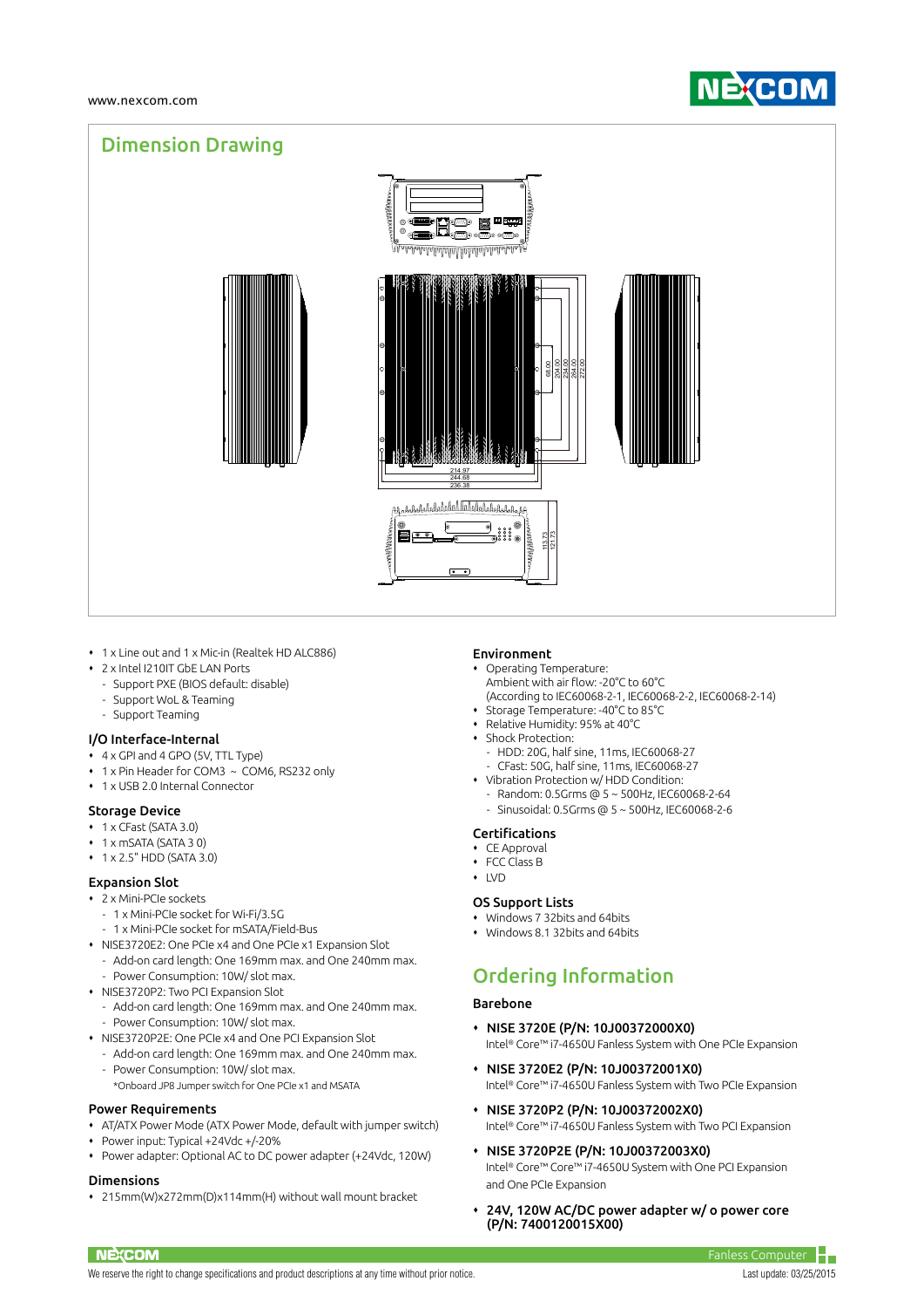## Dimension Drawing

214.97
244.68
236.38

68.00
204.00
234.00
264.00
272.00

113.73
121.73

- 1 x Line out and 1 x Mic-in (Realtek HD ALC886)
- 2 x Intel I210IT GbE LAN Ports
  - Support PXE (BIOS default: disable)
  - Support WoL & Teaming
  - Support Teaming

### I/O Interface-Internal

- 4 x GPI and 4 GPO (5V, TTL Type)
- 1 x Pin Header for COM3 ~ COM6, RS232 only
- 1 x USB 2.0 Internal Connector

### Storage Device

- 1 x CFast (SATA 3.0)
- 1 x mSATA (SATA 3 0)
- 1 x 2.5" HDD (SATA 3.0)

### Expansion Slot

- 2 x Mini-PCIe sockets
  - 1 x Mini-PCIe socket for Wi-Fi/3.5G
  - 1 x Mini-PCIe socket for mSATA/Field-Bus
- NISE3720E2: One PCIe x4 and One PCIe x1 Expansion Slot
  - Add-on card length: One 169mm max. and One 240mm max.
  - Power Consumption: 10W/ slot max.
- NISE3720P2: Two PCI Expansion Slot
  - Add-on card length: One 169mm max. and One 240mm max.
  - Power Consumption: 10W/ slot max.
- NISE3720P2E: One PCIe x4 and One PCI Expansion Slot
  - Add-on card length: One 169mm max. and One 240mm max.
  - Power Consumption: 10W/ slot max.

  *Onboard JP8 Jumper switch for One PCIe x1 and MSATA

### Power Requirements

- AT/ATX Power Mode (ATX Power Mode, default with jumper switch)
- Power input: Typical +24Vdc +/-20%
- Power adapter: Optional AC to DC power adapter (+24Vdc, 120W)

### Dimensions

- 215mm(W)x272mm(D)x114mm(H) without wall mount bracket

### Environment

- Operating Temperature:
  Ambient with air flow: -20°C to 60°C
  (According to IEC60068-2-1, IEC60068-2-2, IEC60068-2-14)
- Storage Temperature: -40°C to 85°C
- Relative Humidity: 95% at 40°C
- Shock Protection:
  - HDD: 20G, half sine, 11ms, IEC60068-27
  - CFast: 50G, half sine, 11ms, IEC60068-27
- Vibration Protection w/ HDD Condition:
  - Random: 0.5Grms @ 5 ~ 500Hz, IEC60068-2-64
  - Sinusoidal: 0.5Grms @ 5 ~ 500Hz, IEC60068-2-6

### Certifications

- CE Approval
- FCC Class B
- LVD

### OS Support Lists

- Windows 7 32bits and 64bits
- Windows 8.1 32bits and 64bits

## Ordering Information

### Barebone

- **NISE 3720E (P/N: 10J00372000X0)**
  Intel® Core™ i7-4650U Fanless System with One PCIe Expansion
- **NISE 3720E2 (P/N: 10J00372001X0)**
  Intel® Core™ i7-4650U Fanless System with Two PCIe Expansion
- **NISE 3720P2 (P/N: 10J00372002X0)**
  Intel® Core™ i7-4650U Fanless System with Two PCI Expansion
- **NISE 3720P2E (P/N: 10J00372003X00)**
  Intel® Core™ Core™ i7-4650U System with One PCI Expansion and One PCIe Expansion
- **24V, 120W AC/DC power adapter w/ o power core (P/N: 7400120015X00)**

We reserve the right to change specifications and product descriptions at any time without prior notice.